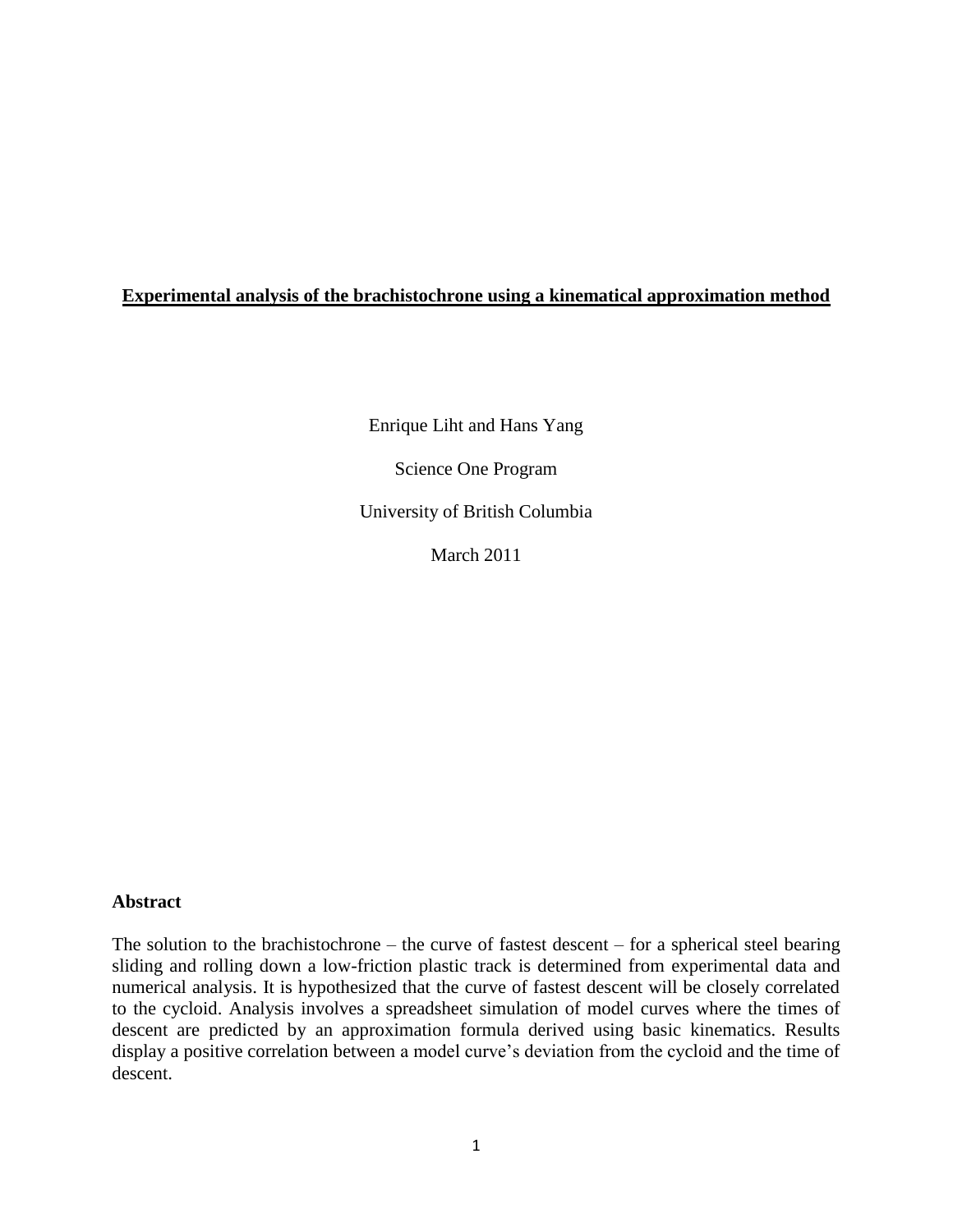# Experimental analysis of the brachistochrone using a kinematical approximation method

Enrique Liht and Hans Yang

Science One Program

University of British Columbia

March 2011

**Abstract**

The solution to the brachistochrone – the curve of fastest descent – for a spherical steel bearing sliding and rolling down a low-friction plastic track is determined from experimental data and numerical analysis. It is hypothesized that the curve of fastest descent will be closely correlated to the cycloid. Analysis involves a spreadsheet simulation of model curves where the times of descent are predicted by an approximation formula derived using basic kinematics. Results display a positive correlation between a model curve's deviation from the cycloid and the time of descent.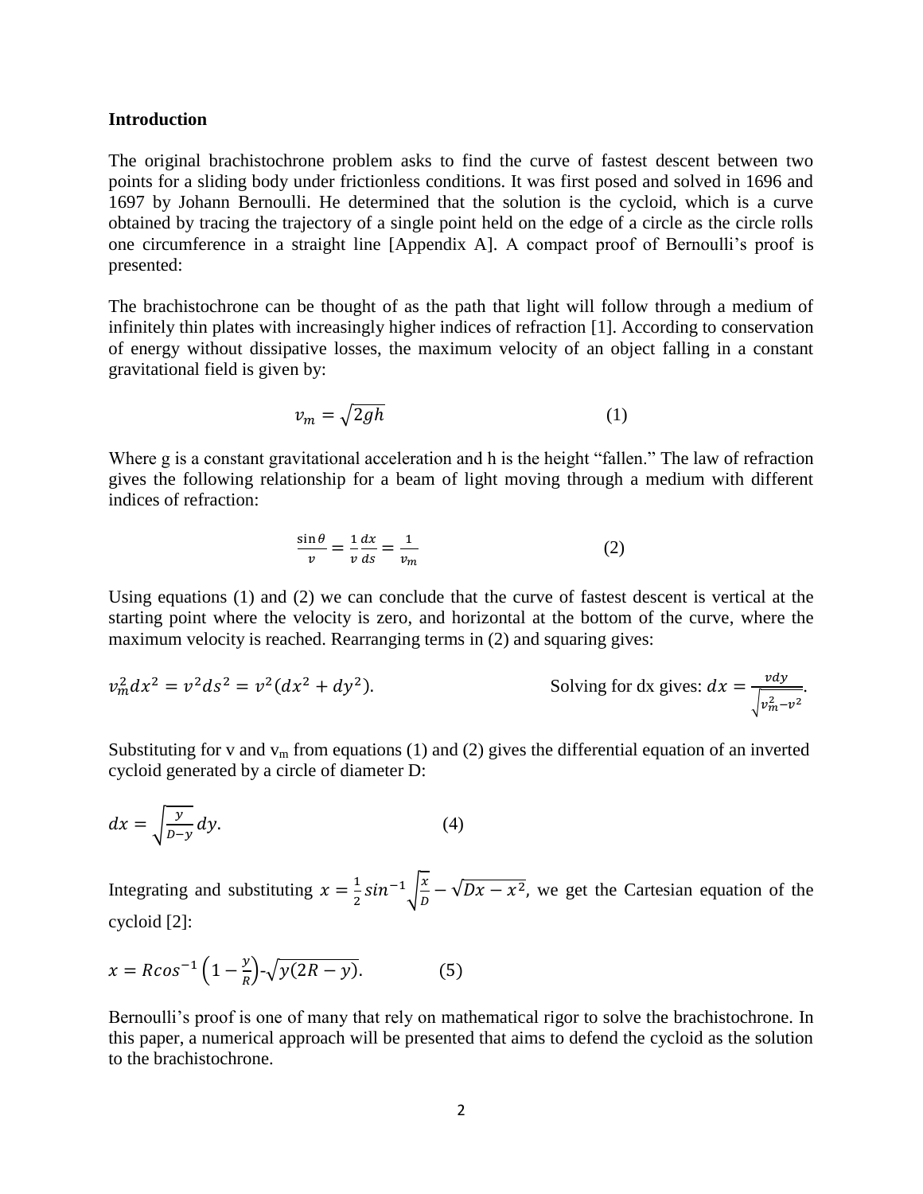**Introduction**

The original brachistochrone problem asks to find the curve of fastest descent between two points for a sliding body under frictionless conditions. It was first posed and solved in 1696 and 1697 by Johann Bernoulli. He determined that the solution is the cycloid, which is a curve obtained by tracing the trajectory of a single point held on the edge of a circle as the circle rolls one circumference in a straight line [Appendix A]. A compact proof of Bernoulli's proof is presented:

The brachistochrone can be thought of as the path that light will follow through a medium of infinitely thin plates with increasingly higher indices of refraction [1]. According to conservation of energy without dissipative losses, the maximum velocity of an object falling in a constant gravitational field is given by:

$$v_m = \sqrt{2gh} \qquad (1)$$

Where g is a constant gravitational acceleration and h is the height "fallen." The law of refraction gives the following relationship for a beam of light moving through a medium with different indices of refraction:

$$\frac{\sin\theta}{v} = \frac{1}{v}\frac{dx}{ds} = \frac{1}{v_m} \qquad (2)$$

Using equations (1) and (2) we can conclude that the curve of fastest descent is vertical at the starting point where the velocity is zero, and horizontal at the bottom of the curve, where the maximum velocity is reached. Rearranging terms in (2) and squaring gives:

$v_m^2 dx^2 = v^2 ds^2 = v^2(dx^2 + dy^2).$ Solving for dx gives: $dx = \frac{v dy}{\sqrt{v_m^2 - v^2}}$.

Substituting for v and $v_m$ from equations (1) and (2) gives the differential equation of an inverted cycloid generated by a circle of diameter D:

$$dx = \sqrt{\frac{y}{D-y}}\, dy. \qquad (4)$$

Integrating and substituting $x = \frac{1}{2} sin^{-1}\sqrt{\frac{x}{D}} - \sqrt{Dx - x^2}$, we get the Cartesian equation of the cycloid [2]:

$$x = R cos^{-1}\left(1 - \frac{y}{R}\right) - \sqrt{y(2R - y)}. \qquad (5)$$

Bernoulli's proof is one of many that rely on mathematical rigor to solve the brachistochrone. In this paper, a numerical approach will be presented that aims to defend the cycloid as the solution to the brachistochrone.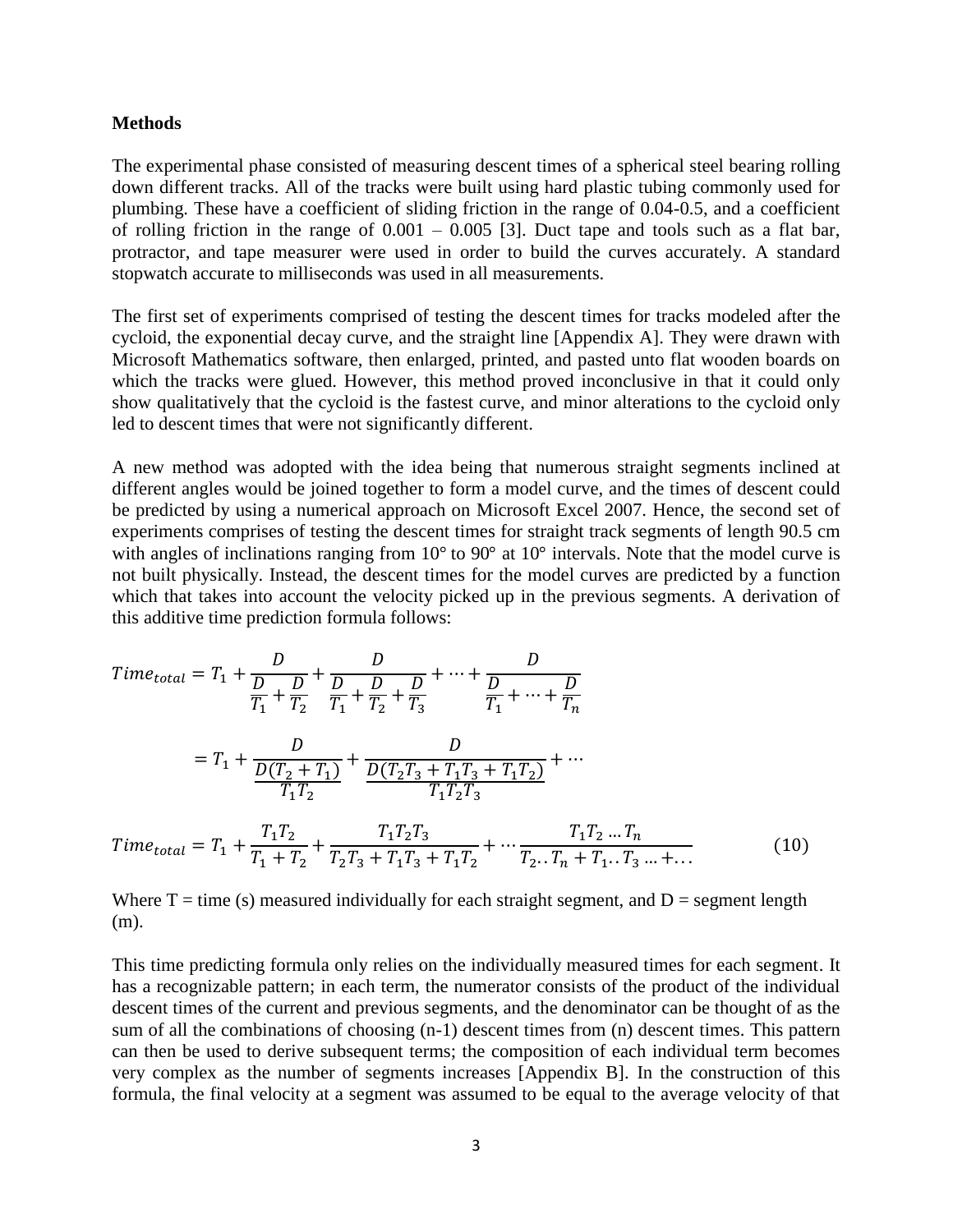**Methods**

The experimental phase consisted of measuring descent times of a spherical steel bearing rolling down different tracks. All of the tracks were built using hard plastic tubing commonly used for plumbing. These have a coefficient of sliding friction in the range of 0.04-0.5, and a coefficient of rolling friction in the range of 0.001 – 0.005 [3]. Duct tape and tools such as a flat bar, protractor, and tape measurer were used in order to build the curves accurately. A standard stopwatch accurate to milliseconds was used in all measurements.

The first set of experiments comprised of testing the descent times for tracks modeled after the cycloid, the exponential decay curve, and the straight line [Appendix A]. They were drawn with Microsoft Mathematics software, then enlarged, printed, and pasted unto flat wooden boards on which the tracks were glued. However, this method proved inconclusive in that it could only show qualitatively that the cycloid is the fastest curve, and minor alterations to the cycloid only led to descent times that were not significantly different.

A new method was adopted with the idea being that numerous straight segments inclined at different angles would be joined together to form a model curve, and the times of descent could be predicted by using a numerical approach on Microsoft Excel 2007. Hence, the second set of experiments comprises of testing the descent times for straight track segments of length 90.5 cm with angles of inclinations ranging from 10° to 90° at 10° intervals. Note that the model curve is not built physically. Instead, the descent times for the model curves are predicted by a function which that takes into account the velocity picked up in the previous segments. A derivation of this additive time prediction formula follows:

$$Time_{total} = T_1 + \frac{D}{\frac{D}{T_1} + \frac{D}{T_2}} + \frac{D}{\frac{D}{T_1} + \frac{D}{T_2} + \frac{D}{T_3}} + \cdots + \frac{D}{\frac{D}{T_1} + \cdots + \frac{D}{T_n}}$$

$$= T_1 + \frac{D}{\frac{D(T_2 + T_1)}{T_1 T_2}} + \frac{D}{\frac{D(T_2 T_3 + T_1 T_3 + T_1 T_2)}{T_1 T_2 T_3}} + \cdots$$

$$Time_{total} = T_1 + \frac{T_1 T_2}{T_1 + T_2} + \frac{T_1 T_2 T_3}{T_2 T_3 + T_1 T_3 + T_1 T_2} + \cdots \frac{T_1 T_2 \ldots T_n}{T_2 \ldots T_n + T_1 \ldots T_3 \ldots + \ldots} \qquad (10)$$

Where T = time (s) measured individually for each straight segment, and D = segment length (m).

This time predicting formula only relies on the individually measured times for each segment. It has a recognizable pattern; in each term, the numerator consists of the product of the individual descent times of the current and previous segments, and the denominator can be thought of as the sum of all the combinations of choosing (n-1) descent times from (n) descent times. This pattern can then be used to derive subsequent terms; the composition of each individual term becomes very complex as the number of segments increases [Appendix B]. In the construction of this formula, the final velocity at a segment was assumed to be equal to the average velocity of that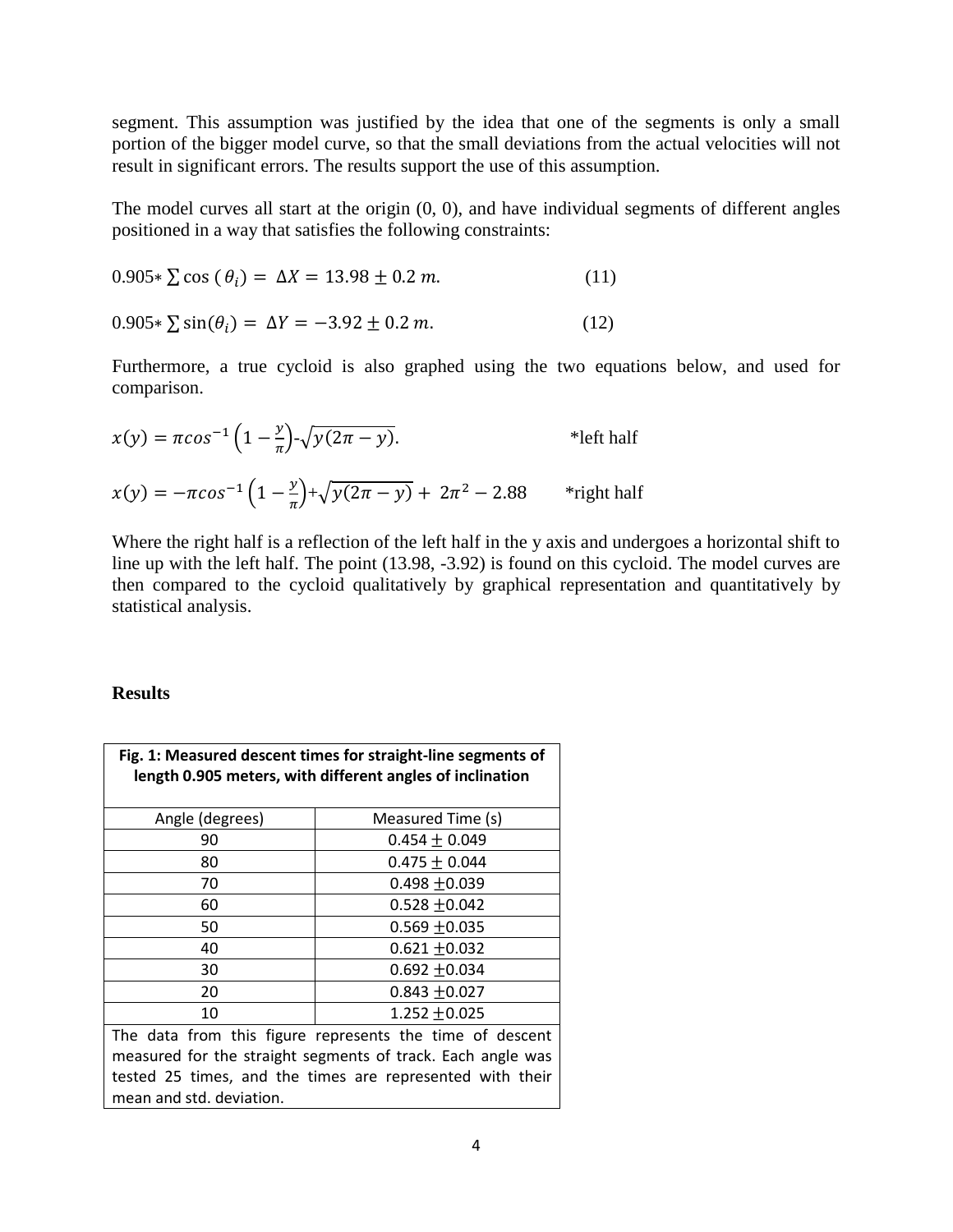segment. This assumption was justified by the idea that one of the segments is only a small portion of the bigger model curve, so that the small deviations from the actual velocities will not result in significant errors. The results support the use of this assumption.

The model curves all start at the origin (0, 0), and have individual segments of different angles positioned in a way that satisfies the following constraints:

$$0.905 * \sum \cos(\theta_i) = \Delta X = 13.98 \pm 0.2\ m. \qquad (11)$$

$$0.905 * \sum \sin(\theta_i) = \Delta Y = -3.92 \pm 0.2\ m. \qquad (12)$$

Furthermore, a true cycloid is also graphed using the two equations below, and used for comparison.

$$x(y) = \pi \cos^{-1}\left(1 - \frac{y}{\pi}\right) - \sqrt{y(2\pi - y)}. \qquad \text{*left half}$$

$$x(y) = -\pi \cos^{-1}\left(1 - \frac{y}{\pi}\right) + \sqrt{y(2\pi - y)} + 2\pi^2 - 2.88 \qquad \text{*right half}$$

Where the right half is a reflection of the left half in the y axis and undergoes a horizontal shift to line up with the left half. The point (13.98, -3.92) is found on this cycloid. The model curves are then compared to the cycloid qualitatively by graphical representation and quantitatively by statistical analysis.

## Results

**Fig. 1: Measured descent times for straight-line segments of length 0.905 meters, with different angles of inclination**

| Angle (degrees) | Measured Time (s) |
|---|---|
| 90 | $0.454 \pm 0.049$ |
| 80 | $0.475 \pm 0.044$ |
| 70 | $0.498 \pm 0.039$ |
| 60 | $0.528 \pm 0.042$ |
| 50 | $0.569 \pm 0.035$ |
| 40 | $0.621 \pm 0.032$ |
| 30 | $0.692 \pm 0.034$ |
| 20 | $0.843 \pm 0.027$ |
| 10 | $1.252 \pm 0.025$ |

The data from this figure represents the time of descent measured for the straight segments of track. Each angle was tested 25 times, and the times are represented with their mean and std. deviation.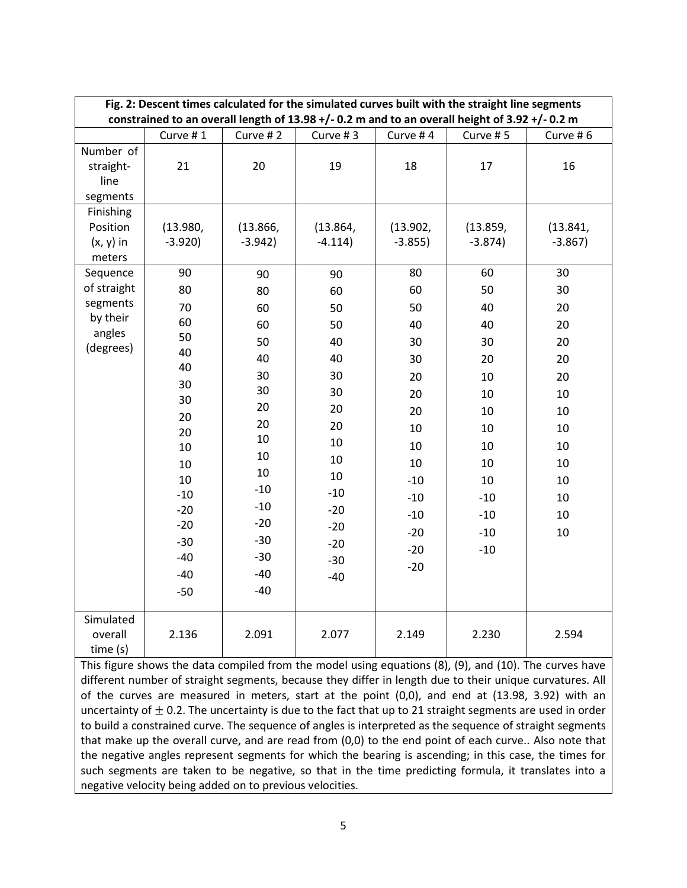**Fig. 2: Descent times calculated for the simulated curves built with the straight line segments constrained to an overall length of 13.98 +/- 0.2 m and to an overall height of 3.92 +/- 0.2 m**

| | Curve # 1 | Curve # 2 | Curve # 3 | Curve # 4 | Curve # 5 | Curve # 6 |
|---|---|---|---|---|---|---|
| Number of straight-line segments | 21 | 20 | 19 | 18 | 17 | 16 |
| Finishing Position (x, y) in meters | (13.980, -3.920) | (13.866, -3.942) | (13.864, -4.114) | (13.902, -3.855) | (13.859, -3.874) | (13.841, -3.867) |
| Sequence of straight segments by their angles (degrees) | 90<br>80<br>70<br>60<br>50<br>40<br>40<br>30<br>30<br>20<br>20<br>10<br>10<br>10<br>-10<br>-20<br>-20<br>-30<br>-40<br>-40<br>-50 | 90<br>80<br>60<br>60<br>50<br>40<br>30<br>30<br>20<br>20<br>10<br>10<br>10<br>-10<br>-10<br>-20<br>-30<br>-30<br>-40<br>-40 | 90<br>60<br>50<br>50<br>40<br>40<br>30<br>30<br>20<br>20<br>10<br>10<br>10<br>-10<br>-20<br>-20<br>-20<br>-30<br>-40 | 80<br>60<br>50<br>40<br>30<br>30<br>20<br>20<br>20<br>10<br>10<br>10<br>-10<br>-10<br>-10<br>-20<br>-20<br>-20 | 60<br>50<br>40<br>40<br>30<br>20<br>10<br>10<br>10<br>10<br>10<br>10<br>10<br>-10<br>-10<br>-10<br>-10 | 30<br>30<br>20<br>20<br>20<br>20<br>20<br>10<br>10<br>10<br>10<br>10<br>10<br>10<br>10<br>10 |
| Simulated overall time (s) | 2.136 | 2.091 | 2.077 | 2.149 | 2.230 | 2.594 |

This figure shows the data compiled from the model using equations (8), (9), and (10). The curves have different number of straight segments, because they differ in length due to their unique curvatures. All of the curves are measured in meters, start at the point (0,0), and end at (13.98, 3.92) with an uncertainty of $\pm$ 0.2. The uncertainty is due to the fact that up to 21 straight segments are used in order to build a constrained curve. The sequence of angles is interpreted as the sequence of straight segments that make up the overall curve, and are read from (0,0) to the end point of each curve.. Also note that the negative angles represent segments for which the bearing is ascending; in this case, the times for such segments are taken to be negative, so that in the time predicting formula, it translates into a negative velocity being added on to previous velocities.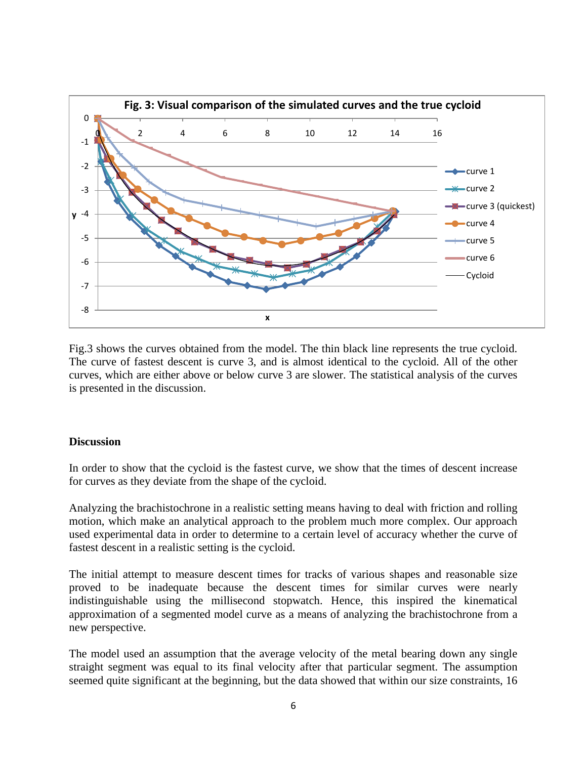**Fig. 3: Visual comparison of the simulated curves and the true cycloid**

Fig.3 shows the curves obtained from the model. The thin black line represents the true cycloid. The curve of fastest descent is curve 3, and is almost identical to the cycloid. All of the other curves, which are either above or below curve 3 are slower. The statistical analysis of the curves is presented in the discussion.

## Discussion

In order to show that the cycloid is the fastest curve, we show that the times of descent increase for curves as they deviate from the shape of the cycloid.

Analyzing the brachistochrone in a realistic setting means having to deal with friction and rolling motion, which make an analytical approach to the problem much more complex. Our approach used experimental data in order to determine to a certain level of accuracy whether the curve of fastest descent in a realistic setting is the cycloid.

The initial attempt to measure descent times for tracks of various shapes and reasonable size proved to be inadequate because the descent times for similar curves were nearly indistinguishable using the millisecond stopwatch. Hence, this inspired the kinematical approximation of a segmented model curve as a means of analyzing the brachistochrone from a new perspective.

The model used an assumption that the average velocity of the metal bearing down any single straight segment was equal to its final velocity after that particular segment. The assumption seemed quite significant at the beginning, but the data showed that within our size constraints, 16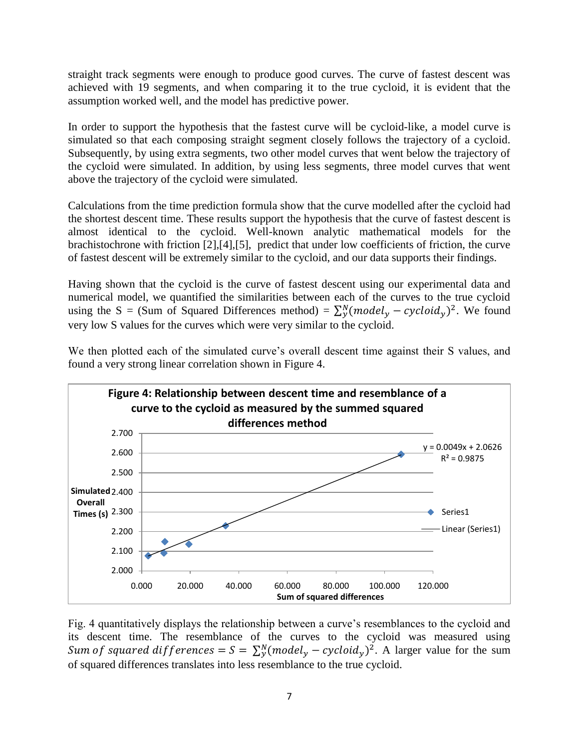straight track segments were enough to produce good curves. The curve of fastest descent was achieved with 19 segments, and when comparing it to the true cycloid, it is evident that the assumption worked well, and the model has predictive power.

In order to support the hypothesis that the fastest curve will be cycloid-like, a model curve is simulated so that each composing straight segment closely follows the trajectory of a cycloid. Subsequently, by using extra segments, two other model curves that went below the trajectory of the cycloid were simulated. In addition, by using less segments, three model curves that went above the trajectory of the cycloid were simulated.

Calculations from the time prediction formula show that the curve modelled after the cycloid had the shortest descent time. These results support the hypothesis that the curve of fastest descent is almost identical to the cycloid. Well-known analytic mathematical models for the brachistochrone with friction [2],[4],[5], predict that under low coefficients of friction, the curve of fastest descent will be extremely similar to the cycloid, and our data supports their findings.

Having shown that the cycloid is the curve of fastest descent using our experimental data and numerical model, we quantified the similarities between each of the curves to the true cycloid using the S = (Sum of Squared Differences method) = $\sum_{y}^{N}(model_y - cycloid_y)^2$. We found very low S values for the curves which were very similar to the cycloid.

We then plotted each of the simulated curve's overall descent time against their S values, and found a very strong linear correlation shown in Figure 4.

**Figure 4: Relationship between descent time and resemblance of a curve to the cycloid as measured by the summed squared differences method**

(Chart: Simulated Overall Times (s) vs. Sum of squared differences; Series1 with Linear (Series1) fit: $y = 0.0049x + 2.0626$, $R^2 = 0.9875$)

Fig. 4 quantitatively displays the relationship between a curve's resemblances to the cycloid and its descent time. The resemblance of the curves to the cycloid was measured using $Sum\ of\ squared\ differences = S = \sum_{y}^{N}(model_y - cycloid_y)^2$. A larger value for the sum of squared differences translates into less resemblance to the true cycloid.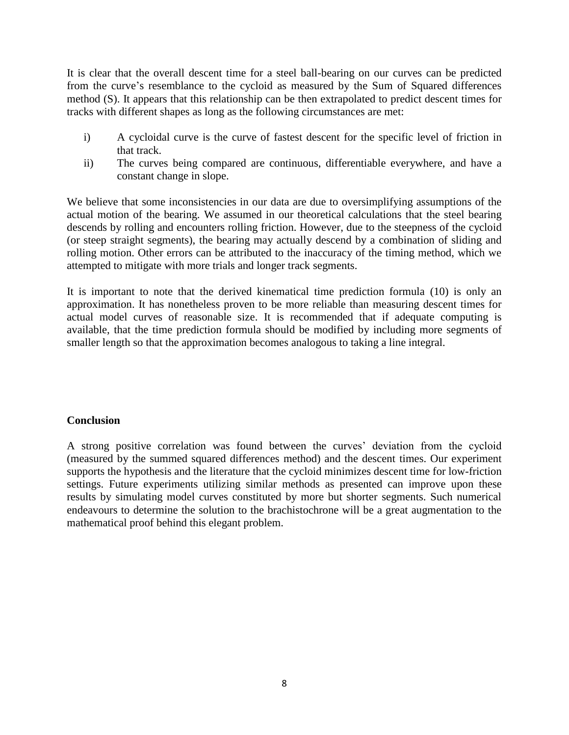It is clear that the overall descent time for a steel ball-bearing on our curves can be predicted from the curve's resemblance to the cycloid as measured by the Sum of Squared differences method (S). It appears that this relationship can be then extrapolated to predict descent times for tracks with different shapes as long as the following circumstances are met:

i) A cycloidal curve is the curve of fastest descent for the specific level of friction in that track.
ii) The curves being compared are continuous, differentiable everywhere, and have a constant change in slope.

We believe that some inconsistencies in our data are due to oversimplifying assumptions of the actual motion of the bearing. We assumed in our theoretical calculations that the steel bearing descends by rolling and encounters rolling friction. However, due to the steepness of the cycloid (or steep straight segments), the bearing may actually descend by a combination of sliding and rolling motion. Other errors can be attributed to the inaccuracy of the timing method, which we attempted to mitigate with more trials and longer track segments.

It is important to note that the derived kinematical time prediction formula (10) is only an approximation. It has nonetheless proven to be more reliable than measuring descent times for actual model curves of reasonable size. It is recommended that if adequate computing is available, that the time prediction formula should be modified by including more segments of smaller length so that the approximation becomes analogous to taking a line integral.

**Conclusion**

A strong positive correlation was found between the curves' deviation from the cycloid (measured by the summed squared differences method) and the descent times. Our experiment supports the hypothesis and the literature that the cycloid minimizes descent time for low-friction settings. Future experiments utilizing similar methods as presented can improve upon these results by simulating model curves constituted by more but shorter segments. Such numerical endeavours to determine the solution to the brachistochrone will be a great augmentation to the mathematical proof behind this elegant problem.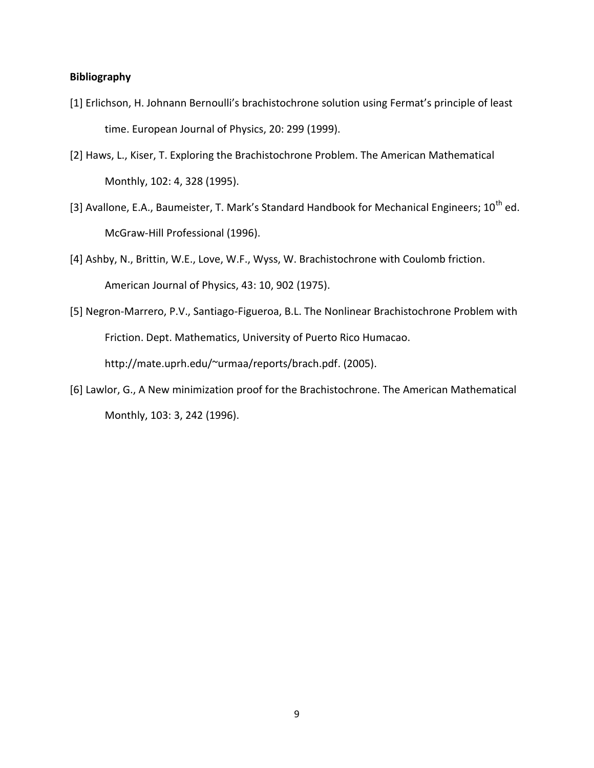**Bibliography**

[1] Erlichson, H. Johnann Bernoulli's brachistochrone solution using Fermat's principle of least time. European Journal of Physics, 20: 299 (1999).

[2] Haws, L., Kiser, T. Exploring the Brachistochrone Problem. The American Mathematical Monthly, 102: 4, 328 (1995).

[3] Avallone, E.A., Baumeister, T. Mark's Standard Handbook for Mechanical Engineers; 10th ed. McGraw-Hill Professional (1996).

[4] Ashby, N., Brittin, W.E., Love, W.F., Wyss, W. Brachistochrone with Coulomb friction. American Journal of Physics, 43: 10, 902 (1975).

[5] Negron-Marrero, P.V., Santiago-Figueroa, B.L. The Nonlinear Brachistochrone Problem with Friction. Dept. Mathematics, University of Puerto Rico Humacao. http://mate.uprh.edu/~urmaa/reports/brach.pdf. (2005).

[6] Lawlor, G., A New minimization proof for the Brachistochrone. The American Mathematical Monthly, 103: 3, 242 (1996).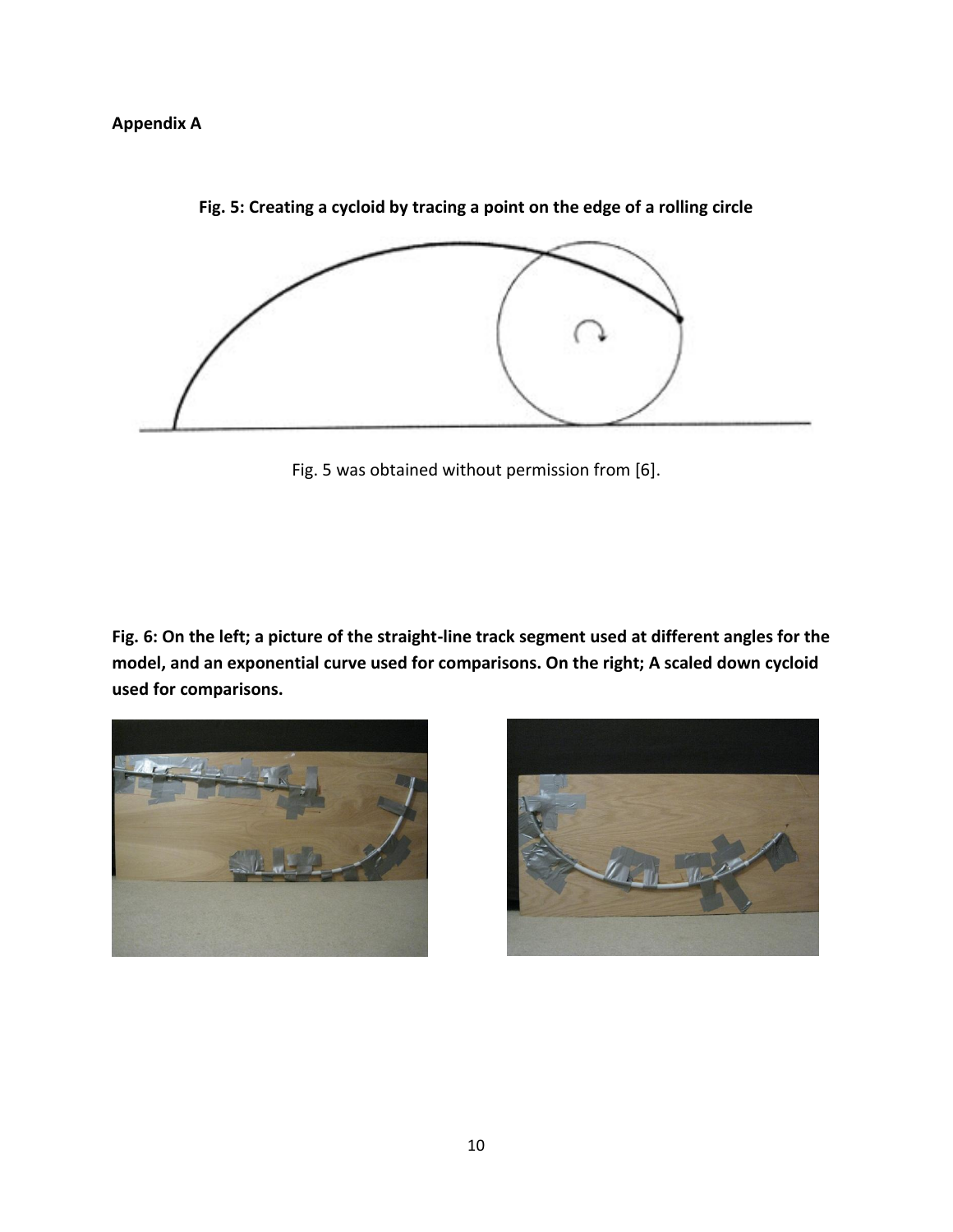**Appendix A**

**Fig. 5: Creating a cycloid by tracing a point on the edge of a rolling circle**

Fig. 5 was obtained without permission from [6].

**Fig. 6: On the left; a picture of the straight-line track segment used at different angles for the model, and an exponential curve used for comparisons. On the right; A scaled down cycloid used for comparisons.**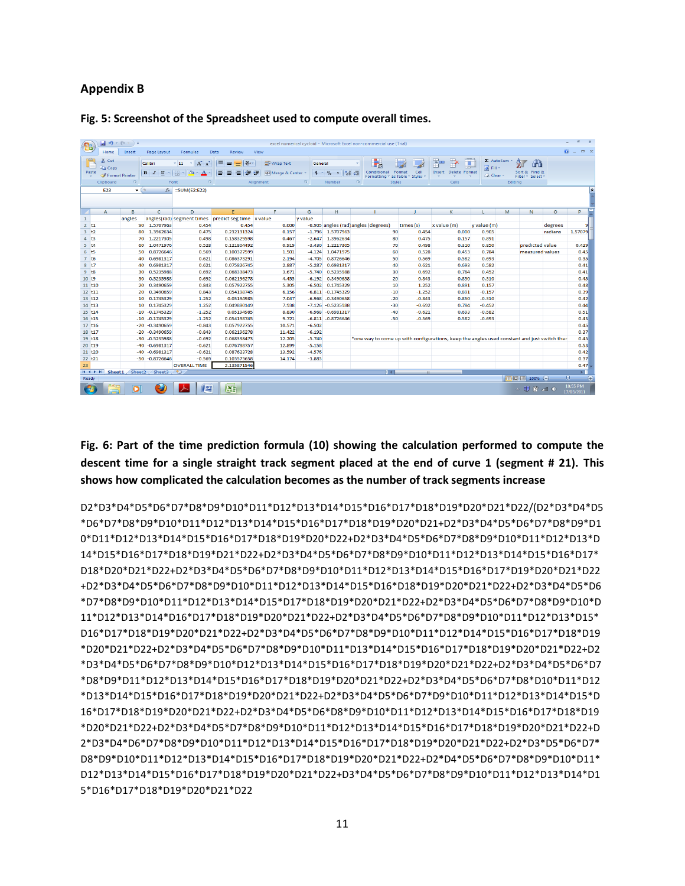## Appendix B

**Fig. 5: Screenshot of the Spreadsheet used to compute overall times.**

**Fig. 6: Part of the time prediction formula (10) showing the calculation performed to compute the descent time for a single straight track segment placed at the end of curve 1 (segment # 21). This shows how complicated the calculation becomes as the number of track segments increase**

D2*D3*D4*D5*D6*D7*D8*D9*D10*D11*D12*D13*D14*D15*D16*D17*D18*D19*D20*D21*D22/(D2*D3*D4*D5*D6*D7*D8*D9*D10*D11*D12*D13*D14*D15*D16*D17*D18*D19*D20*D21+D2*D3*D4*D5*D6*D7*D8*D9*D10*D11*D12*D13*D14*D15*D16*D17*D18*D19*D20*D22+D2*D3*D4*D5*D6*D7*D8*D9*D10*D11*D12*D13*D14*D15*D16*D17*D18*D19*D21*D22+D2*D3*D4*D5*D6*D7*D8*D9*D10*D11*D12*D13*D14*D15*D16*D17*D18*D20*D21*D22+D2*D3*D4*D5*D6*D7*D8*D9*D10*D11*D12*D13*D14*D15*D16*D17*D19*D20*D21*D22+D2*D3*D4*D5*D6*D7*D8*D9*D10*D11*D12*D13*D14*D15*D16*D18*D19*D20*D21*D22+D2*D3*D4*D5*D6*D7*D8*D9*D10*D11*D12*D13*D14*D15*D17*D18*D19*D20*D21*D22+D2*D3*D4*D5*D6*D7*D8*D9*D10*D11*D12*D13*D14*D16*D17*D18*D19*D20*D21*D22+D2*D3*D4*D5*D6*D7*D8*D9*D10*D11*D12*D13*D15*D16*D17*D18*D19*D20*D21*D22+D2*D3*D4*D5*D6*D7*D8*D9*D10*D11*D12*D14*D15*D16*D17*D18*D19*D20*D21*D22+D2*D3*D4*D5*D6*D7*D8*D9*D10*D11*D13*D14*D15*D16*D17*D18*D19*D20*D21*D22+D2*D3*D4*D5*D6*D7*D8*D9*D10*D12*D13*D14*D15*D16*D17*D18*D19*D20*D21*D22+D2*D3*D4*D5*D6*D7*D8*D9*D11*D12*D13*D14*D15*D16*D17*D18*D19*D20*D21*D22+D2*D3*D4*D5*D6*D7*D8*D10*D11*D12*D13*D14*D15*D16*D17*D18*D19*D20*D21*D22+D2*D3*D4*D5*D6*D7*D9*D10*D11*D12*D13*D14*D15*D16*D17*D18*D19*D20*D21*D22+D2*D3*D4*D5*D6*D8*D9*D10*D11*D12*D13*D14*D15*D16*D17*D18*D19*D20*D21*D22+D2*D3*D4*D5*D7*D8*D9*D10*D11*D12*D13*D14*D15*D16*D17*D18*D19*D20*D21*D22+D2*D3*D4*D6*D7*D8*D9*D10*D11*D12*D13*D14*D15*D16*D17*D18*D19*D20*D21*D22+D2*D3*D5*D6*D7*D8*D9*D10*D11*D12*D13*D14*D15*D16*D17*D18*D19*D20*D21*D22+D2*D4*D5*D6*D7*D8*D9*D10*D11*D12*D13*D14*D15*D16*D17*D18*D19*D20*D21*D22+D3*D4*D5*D6*D7*D8*D9*D10*D11*D12*D13*D14*D15*D16*D17*D18*D19*D20*D21*D22